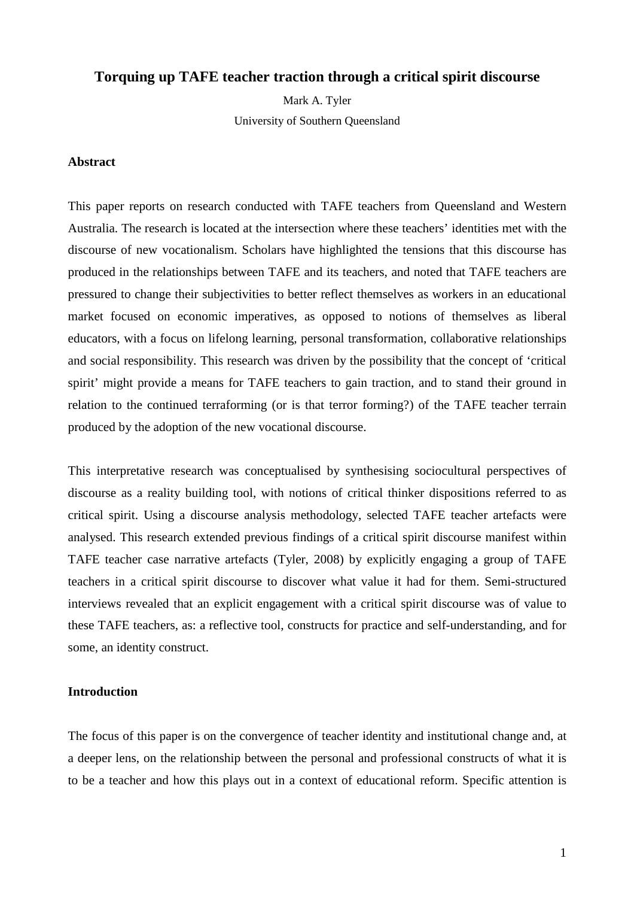# Torquing up TAFE teacher traction through a critical spirit discourse

Mark A. Tyler

University of Southern Queensland

## Abstract

This paper reports on research conducted with TAFE teachers from Queensland and Western Australia. The research is located at the intersection where these teachers' identities met with the discourse of new vocationalism. Scholars have highlighted the tensions that this discourse has produced in the relationships between TAFE and its teachers, and noted that TAFE teachers are pressured to change their subjectivities to better reflect themselves as workers in an educational market focused on economic imperatives, as opposed to notions of themselves as liberal educators, with a focus on lifelong learning, personal transformation, collaborative relationships and social responsibility. This research was driven by the possibility that the concept of 'critical spirit' might provide a means for TAFE teachers to gain traction, and to stand their ground in relation to the continued terraforming (or is that terror forming?) of the TAFE teacher terrain produced by the adoption of the new vocational discourse.

This interpretative research was conceptualised by synthesising sociocultural perspectives of discourse as a reality building tool, with notions of critical thinker dispositions referred to as critical spirit. Using a discourse analysis methodology, selected TAFE teacher artefacts were analysed. This research extended previous findings of a critical spirit discourse manifest within TAFE teacher case narrative artefacts (Tyler, 2008) by explicitly engaging a group of TAFE teachers in a critical spirit discourse to discover what value it had for them. Semi-structured interviews revealed that an explicit engagement with a critical spirit discourse was of value to these TAFE teachers, as: a reflective tool, constructs for practice and self-understanding, and for some, an identity construct.

## Introduction

The focus of this paper is on the convergence of teacher identity and institutional change and, at a deeper lens, on the relationship between the personal and professional constructs of what it is to be a teacher and how this plays out in a context of educational reform. Specific attention is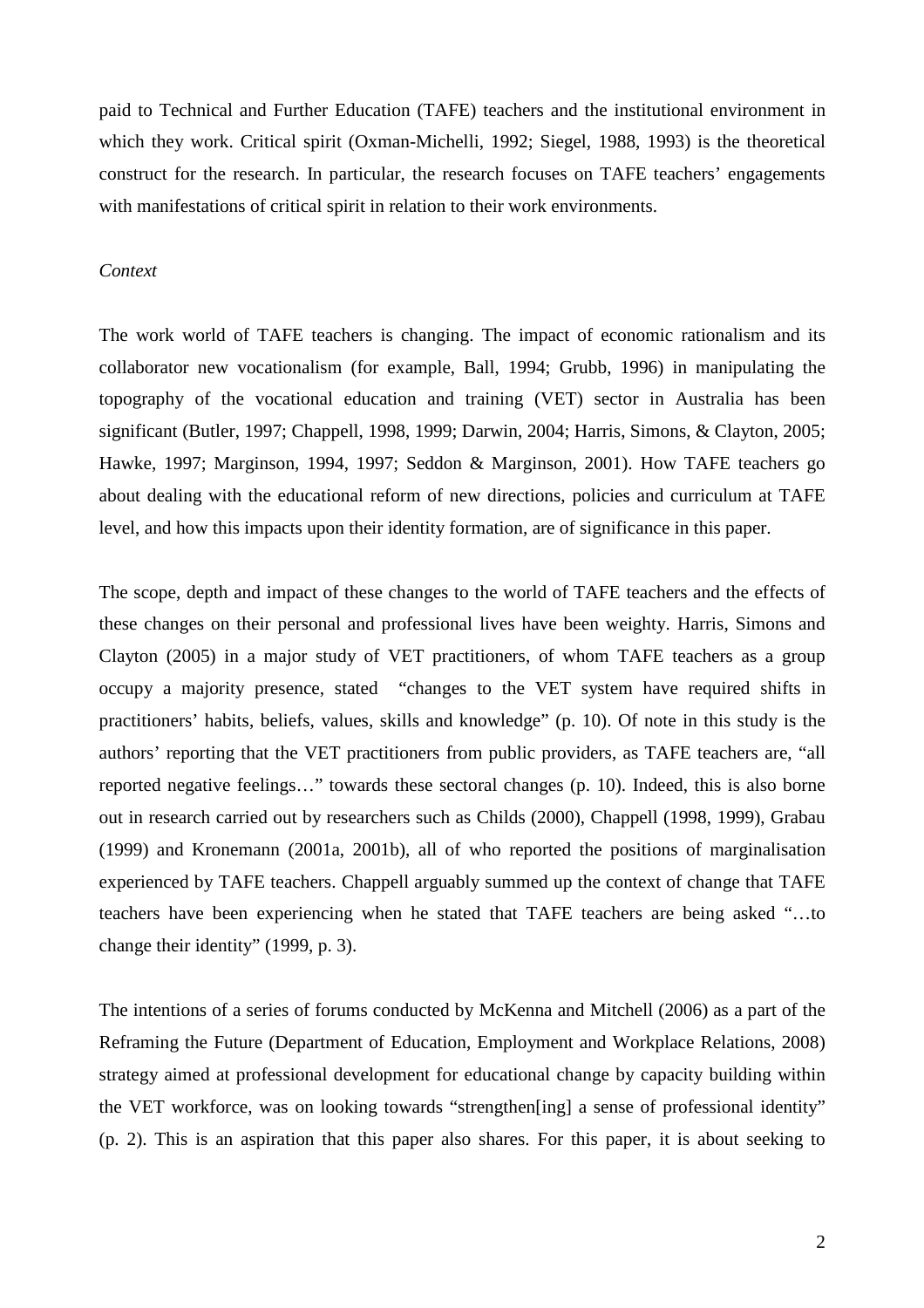paid to Technical and Further Education (TAFE) teachers and the institutional environment in which they work. Critical spirit (Oxman-Michelli, 1992; Siegel, 1988, 1993) is the theoretical construct for the research. In particular, the research focuses on TAFE teachers' engagements with manifestations of critical spirit in relation to their work environments.

*Context*

The work world of TAFE teachers is changing. The impact of economic rationalism and its collaborator new vocationalism (for example, Ball, 1994; Grubb, 1996) in manipulating the topography of the vocational education and training (VET) sector in Australia has been significant (Butler, 1997; Chappell, 1998, 1999; Darwin, 2004; Harris, Simons, & Clayton, 2005; Hawke, 1997; Marginson, 1994, 1997; Seddon & Marginson, 2001). How TAFE teachers go about dealing with the educational reform of new directions, policies and curriculum at TAFE level, and how this impacts upon their identity formation, are of significance in this paper.

The scope, depth and impact of these changes to the world of TAFE teachers and the effects of these changes on their personal and professional lives have been weighty. Harris, Simons and Clayton (2005) in a major study of VET practitioners, of whom TAFE teachers as a group occupy a majority presence, stated "changes to the VET system have required shifts in practitioners' habits, beliefs, values, skills and knowledge" (p. 10). Of note in this study is the authors' reporting that the VET practitioners from public providers, as TAFE teachers are, "all reported negative feelings…" towards these sectoral changes (p. 10). Indeed, this is also borne out in research carried out by researchers such as Childs (2000), Chappell (1998, 1999), Grabau (1999) and Kronemann (2001a, 2001b), all of who reported the positions of marginalisation experienced by TAFE teachers. Chappell arguably summed up the context of change that TAFE teachers have been experiencing when he stated that TAFE teachers are being asked "…to change their identity" (1999, p. 3).

The intentions of a series of forums conducted by McKenna and Mitchell (2006) as a part of the Reframing the Future (Department of Education, Employment and Workplace Relations, 2008) strategy aimed at professional development for educational change by capacity building within the VET workforce, was on looking towards "strengthen[ing] a sense of professional identity" (p. 2). This is an aspiration that this paper also shares. For this paper, it is about seeking to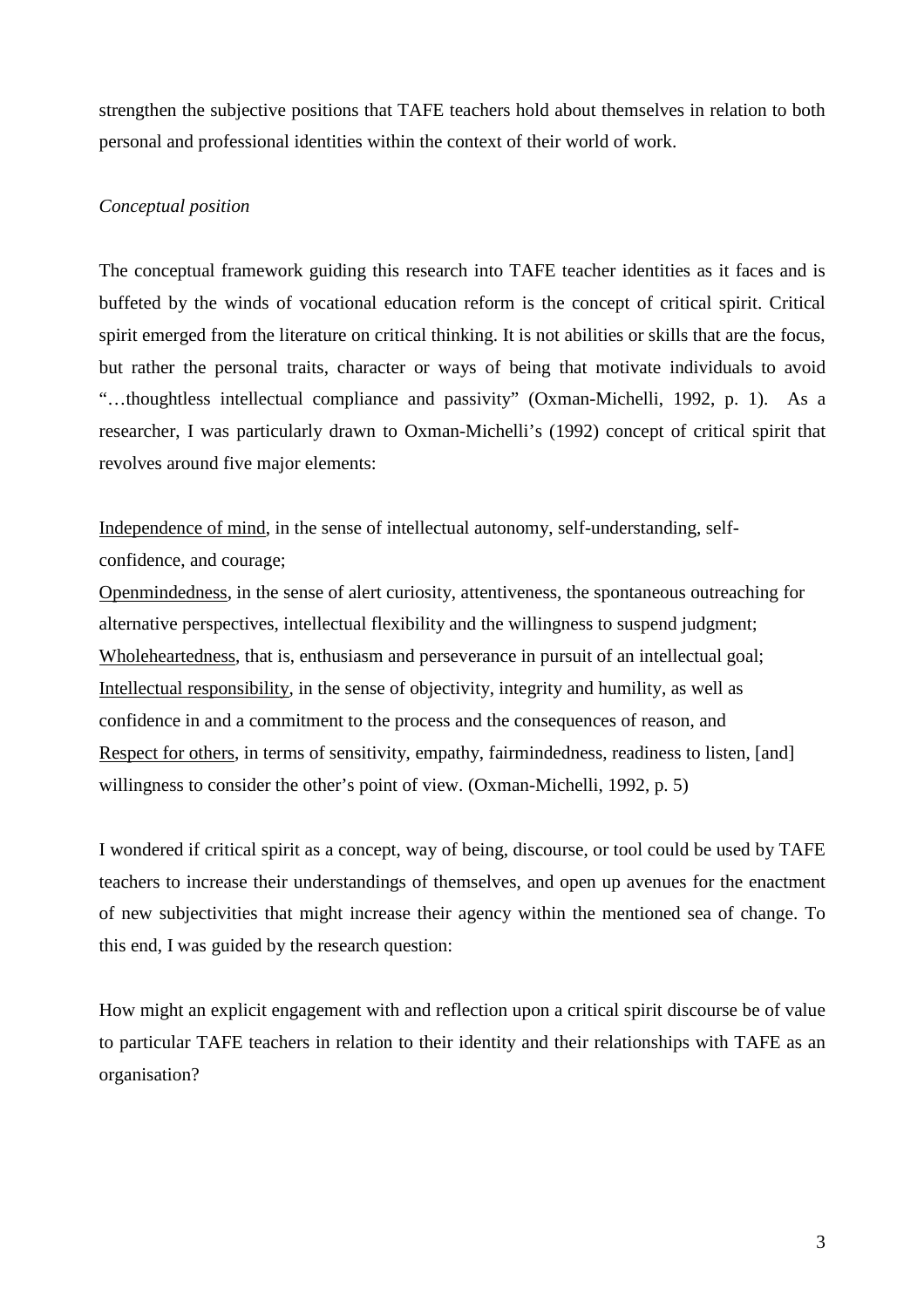strengthen the subjective positions that TAFE teachers hold about themselves in relation to both personal and professional identities within the context of their world of work.

*Conceptual position*

The conceptual framework guiding this research into TAFE teacher identities as it faces and is buffeted by the winds of vocational education reform is the concept of critical spirit. Critical spirit emerged from the literature on critical thinking. It is not abilities or skills that are the focus, but rather the personal traits, character or ways of being that motivate individuals to avoid "…thoughtless intellectual compliance and passivity" (Oxman-Michelli, 1992, p. 1). As a researcher, I was particularly drawn to Oxman-Michelli's (1992) concept of critical spirit that revolves around five major elements:

<u>Independence of mind</u>, in the sense of intellectual autonomy, self-understanding, self-confidence, and courage;
<u>Openmindedness</u>, in the sense of alert curiosity, attentiveness, the spontaneous outreaching for alternative perspectives, intellectual flexibility and the willingness to suspend judgment;
<u>Wholeheartedness</u>, that is, enthusiasm and perseverance in pursuit of an intellectual goal;
<u>Intellectual responsibility</u>, in the sense of objectivity, integrity and humility, as well as confidence in and a commitment to the process and the consequences of reason, and
<u>Respect for others</u>, in terms of sensitivity, empathy, fairmindedness, readiness to listen, [and] willingness to consider the other's point of view. (Oxman-Michelli, 1992, p. 5)

I wondered if critical spirit as a concept, way of being, discourse, or tool could be used by TAFE teachers to increase their understandings of themselves, and open up avenues for the enactment of new subjectivities that might increase their agency within the mentioned sea of change. To this end, I was guided by the research question:

How might an explicit engagement with and reflection upon a critical spirit discourse be of value to particular TAFE teachers in relation to their identity and their relationships with TAFE as an organisation?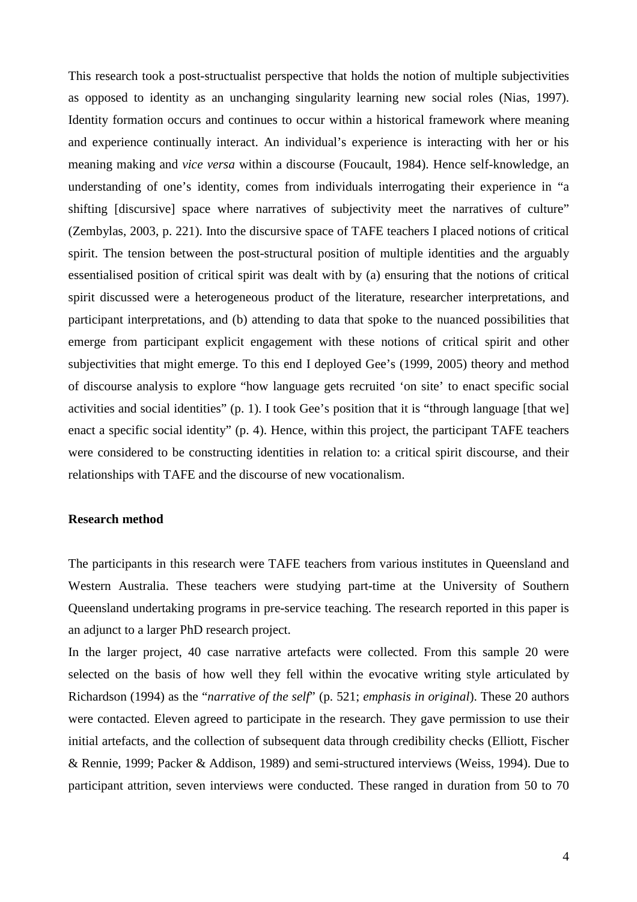This research took a post-structualist perspective that holds the notion of multiple subjectivities as opposed to identity as an unchanging singularity learning new social roles (Nias, 1997). Identity formation occurs and continues to occur within a historical framework where meaning and experience continually interact. An individual's experience is interacting with her or his meaning making and *vice versa* within a discourse (Foucault, 1984). Hence self-knowledge, an understanding of one's identity, comes from individuals interrogating their experience in "a shifting [discursive] space where narratives of subjectivity meet the narratives of culture" (Zembylas, 2003, p. 221). Into the discursive space of TAFE teachers I placed notions of critical spirit. The tension between the post-structural position of multiple identities and the arguably essentialised position of critical spirit was dealt with by (a) ensuring that the notions of critical spirit discussed were a heterogeneous product of the literature, researcher interpretations, and participant interpretations, and (b) attending to data that spoke to the nuanced possibilities that emerge from participant explicit engagement with these notions of critical spirit and other subjectivities that might emerge. To this end I deployed Gee's (1999, 2005) theory and method of discourse analysis to explore "how language gets recruited 'on site' to enact specific social activities and social identities" (p. 1). I took Gee's position that it is "through language [that we] enact a specific social identity" (p. 4). Hence, within this project, the participant TAFE teachers were considered to be constructing identities in relation to: a critical spirit discourse, and their relationships with TAFE and the discourse of new vocationalism.

**Research method**

The participants in this research were TAFE teachers from various institutes in Queensland and Western Australia. These teachers were studying part-time at the University of Southern Queensland undertaking programs in pre-service teaching. The research reported in this paper is an adjunct to a larger PhD research project.

In the larger project, 40 case narrative artefacts were collected. From this sample 20 were selected on the basis of how well they fell within the evocative writing style articulated by Richardson (1994) as the "*narrative of the self*" (p. 521; *emphasis in original*). These 20 authors were contacted. Eleven agreed to participate in the research. They gave permission to use their initial artefacts, and the collection of subsequent data through credibility checks (Elliott, Fischer & Rennie, 1999; Packer & Addison, 1989) and semi-structured interviews (Weiss, 1994). Due to participant attrition, seven interviews were conducted. These ranged in duration from 50 to 70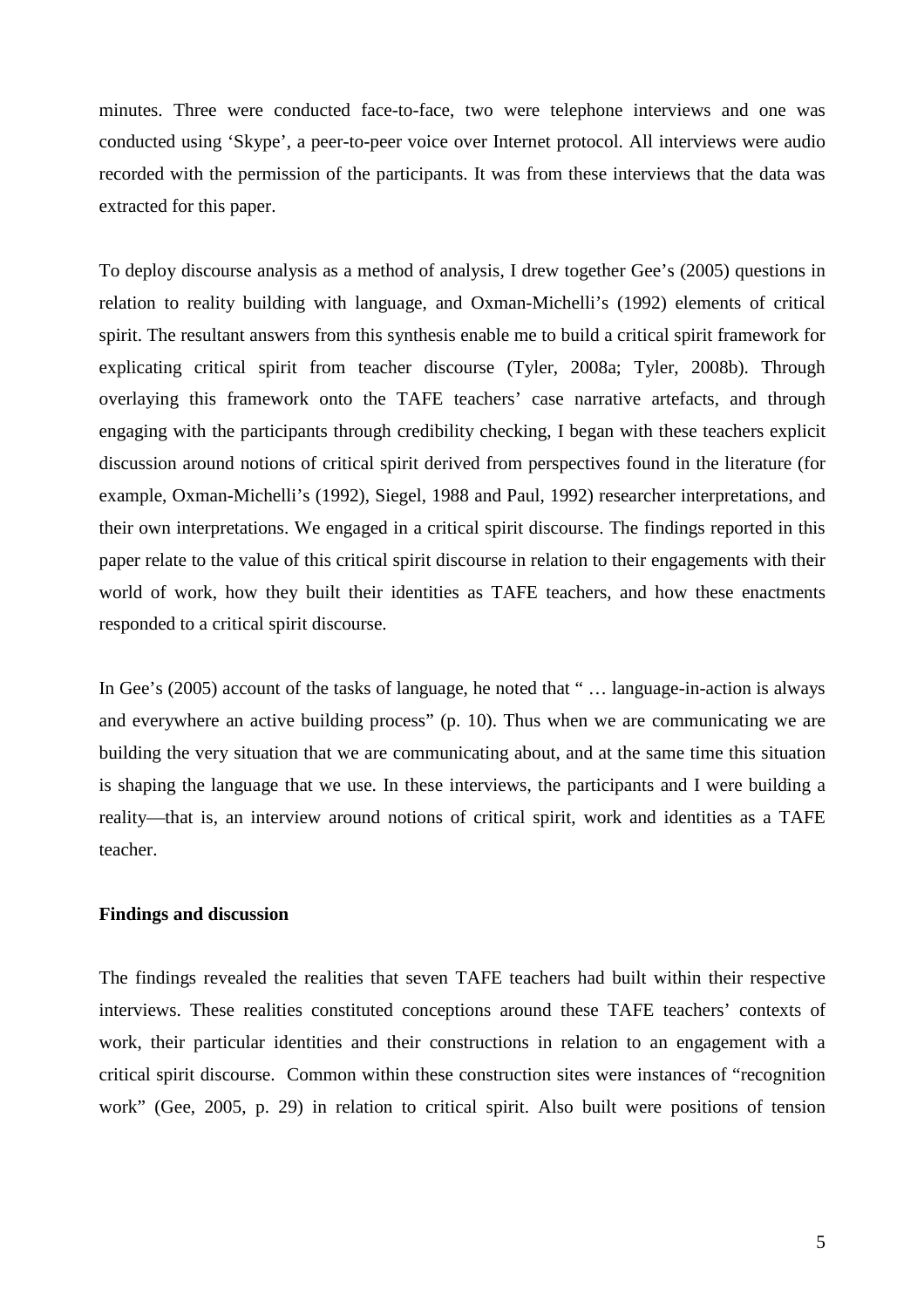minutes. Three were conducted face-to-face, two were telephone interviews and one was conducted using 'Skype', a peer-to-peer voice over Internet protocol. All interviews were audio recorded with the permission of the participants. It was from these interviews that the data was extracted for this paper.

To deploy discourse analysis as a method of analysis, I drew together Gee's (2005) questions in relation to reality building with language, and Oxman-Michelli's (1992) elements of critical spirit. The resultant answers from this synthesis enable me to build a critical spirit framework for explicating critical spirit from teacher discourse (Tyler, 2008a; Tyler, 2008b). Through overlaying this framework onto the TAFE teachers' case narrative artefacts, and through engaging with the participants through credibility checking, I began with these teachers explicit discussion around notions of critical spirit derived from perspectives found in the literature (for example, Oxman-Michelli's (1992), Siegel, 1988 and Paul, 1992) researcher interpretations, and their own interpretations. We engaged in a critical spirit discourse. The findings reported in this paper relate to the value of this critical spirit discourse in relation to their engagements with their world of work, how they built their identities as TAFE teachers, and how these enactments responded to a critical spirit discourse.

In Gee's (2005) account of the tasks of language, he noted that " … language-in-action is always and everywhere an active building process" (p. 10). Thus when we are communicating we are building the very situation that we are communicating about, and at the same time this situation is shaping the language that we use. In these interviews, the participants and I were building a reality—that is, an interview around notions of critical spirit, work and identities as a TAFE teacher.

**Findings and discussion**

The findings revealed the realities that seven TAFE teachers had built within their respective interviews. These realities constituted conceptions around these TAFE teachers' contexts of work, their particular identities and their constructions in relation to an engagement with a critical spirit discourse. Common within these construction sites were instances of "recognition work" (Gee, 2005, p. 29) in relation to critical spirit. Also built were positions of tension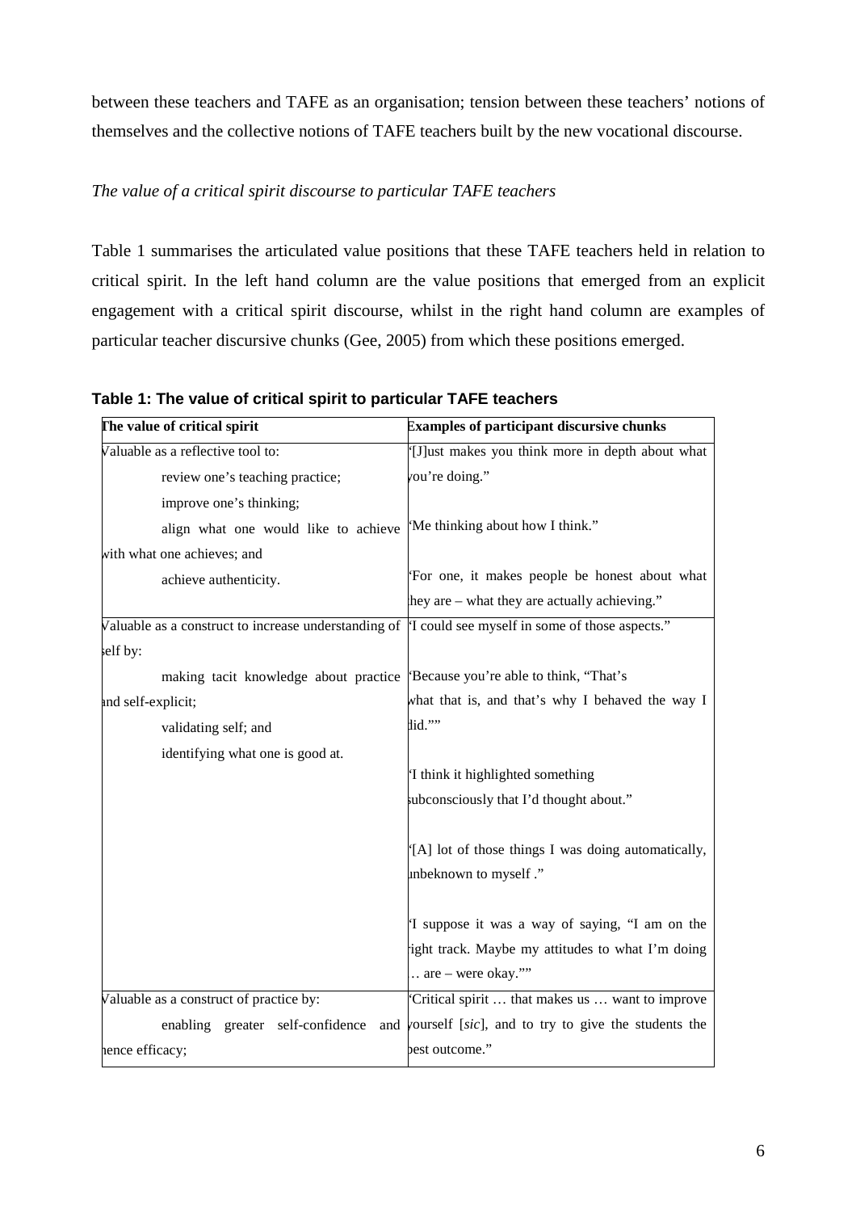between these teachers and TAFE as an organisation; tension between these teachers' notions of themselves and the collective notions of TAFE teachers built by the new vocational discourse.

*The value of a critical spirit discourse to particular TAFE teachers*

Table 1 summarises the articulated value positions that these TAFE teachers held in relation to critical spirit. In the left hand column are the value positions that emerged from an explicit engagement with a critical spirit discourse, whilst in the right hand column are examples of particular teacher discursive chunks (Gee, 2005) from which these positions emerged.

**Table 1: The value of critical spirit to particular TAFE teachers**

| The value of critical spirit | Examples of participant discursive chunks |
|---|---|
| Valuable as a reflective tool to:<br>review one's teaching practice;<br>improve one's thinking;<br>align what one would like to achieve with what one achieves; and<br>achieve authenticity. | "[J]ust makes you think more in depth about what you're doing."<br><br>"Me thinking about how I think."<br><br>"For one, it makes people be honest about what they are – what they are actually achieving." |
| Valuable as a construct to increase understanding of self by:<br>making tacit knowledge about practice and self-explicit;<br>validating self; and<br>identifying what one is good at. | "I could see myself in some of those aspects."<br><br>"Because you're able to think, "That's what that is, and that's why I behaved the way I did.""<br><br>"I think it highlighted something subconsciously that I'd thought about."<br><br>"[A] lot of those things I was doing automatically, unbeknown to myself ."<br><br>"I suppose it was a way of saying, "I am on the right track. Maybe my attitudes to what I'm doing … are – were okay."" |
| Valuable as a construct of practice by:<br>enabling greater self-confidence and hence efficacy; | "Critical spirit … that makes us … want to improve yourself [*sic*], and to try to give the students the best outcome." |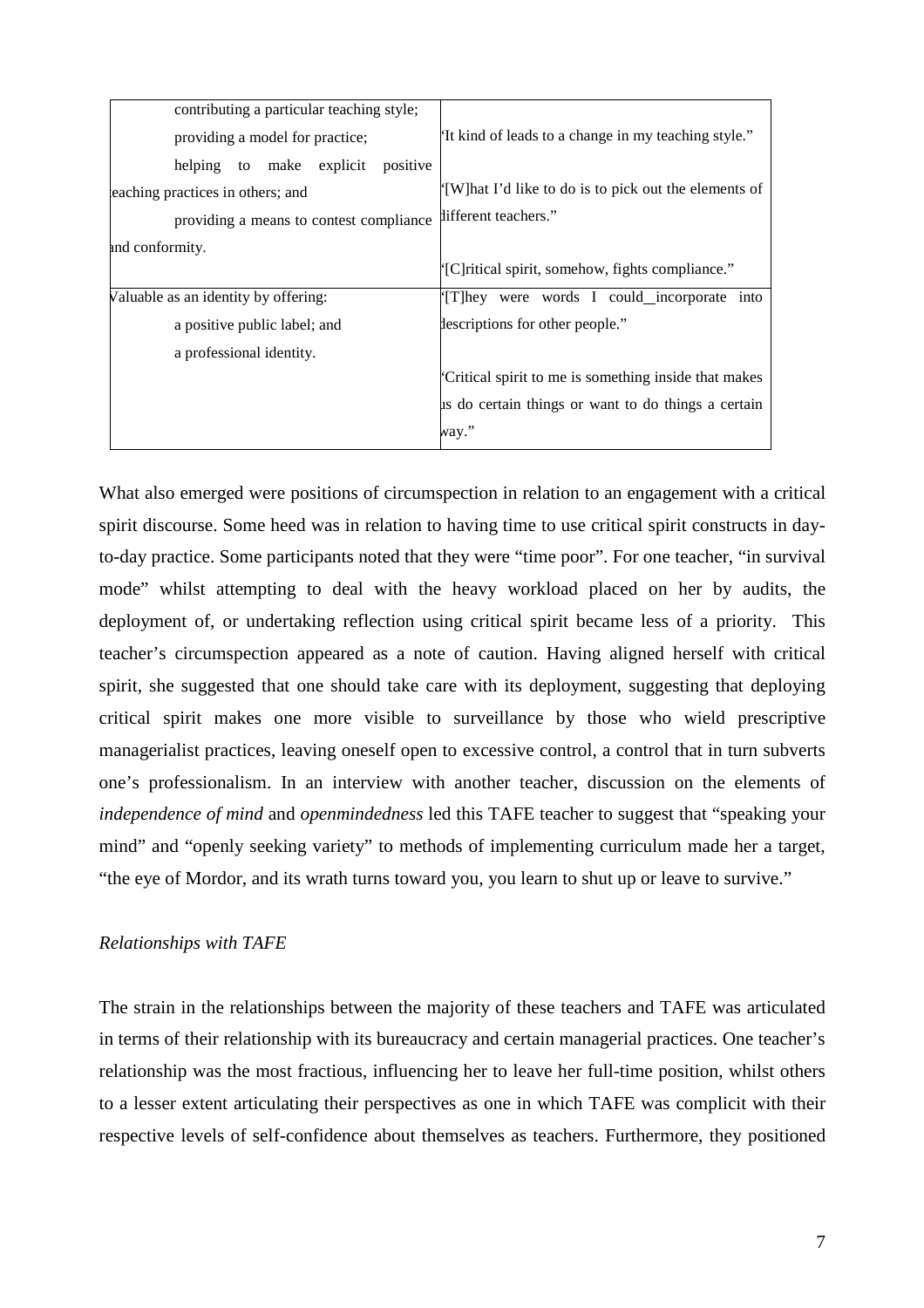| | |
|---|---|
| contributing a particular teaching style; providing a model for practice; helping to make explicit positive teaching practices in others; and providing a means to contest compliance and conformity. | "It kind of leads to a change in my teaching style." "[W]hat I'd like to do is to pick out the elements of different teachers." "[C]ritical spirit, somehow, fights compliance." |
| Valuable as an identity by offering: a positive public label; and a professional identity. | "[T]hey were words I could incorporate into descriptions for other people." "Critical spirit to me is something inside that makes us do certain things or want to do things a certain way." |

What also emerged were positions of circumspection in relation to an engagement with a critical spirit discourse. Some heed was in relation to having time to use critical spirit constructs in day-to-day practice. Some participants noted that they were "time poor". For one teacher, "in survival mode" whilst attempting to deal with the heavy workload placed on her by audits, the deployment of, or undertaking reflection using critical spirit became less of a priority. This teacher's circumspection appeared as a note of caution. Having aligned herself with critical spirit, she suggested that one should take care with its deployment, suggesting that deploying critical spirit makes one more visible to surveillance by those who wield prescriptive managerialist practices, leaving oneself open to excessive control, a control that in turn subverts one's professionalism. In an interview with another teacher, discussion on the elements of *independence of mind* and *openmindedness* led this TAFE teacher to suggest that "speaking your mind" and "openly seeking variety" to methods of implementing curriculum made her a target, "the eye of Mordor, and its wrath turns toward you, you learn to shut up or leave to survive."

*Relationships with TAFE*

The strain in the relationships between the majority of these teachers and TAFE was articulated in terms of their relationship with its bureaucracy and certain managerial practices. One teacher's relationship was the most fractious, influencing her to leave her full-time position, whilst others to a lesser extent articulating their perspectives as one in which TAFE was complicit with their respective levels of self-confidence about themselves as teachers. Furthermore, they positioned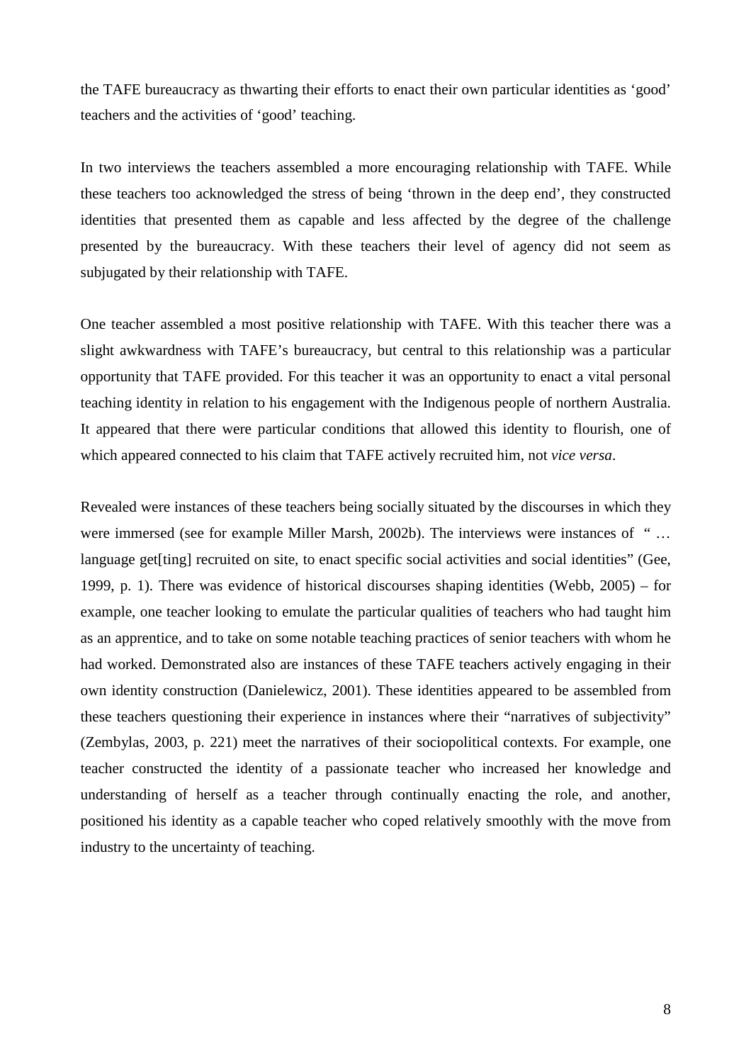the TAFE bureaucracy as thwarting their efforts to enact their own particular identities as ‘good’ teachers and the activities of ‘good’ teaching.

In two interviews the teachers assembled a more encouraging relationship with TAFE. While these teachers too acknowledged the stress of being ‘thrown in the deep end’, they constructed identities that presented them as capable and less affected by the degree of the challenge presented by the bureaucracy. With these teachers their level of agency did not seem as subjugated by their relationship with TAFE.

One teacher assembled a most positive relationship with TAFE. With this teacher there was a slight awkwardness with TAFE’s bureaucracy, but central to this relationship was a particular opportunity that TAFE provided. For this teacher it was an opportunity to enact a vital personal teaching identity in relation to his engagement with the Indigenous people of northern Australia. It appeared that there were particular conditions that allowed this identity to flourish, one of which appeared connected to his claim that TAFE actively recruited him, not *vice versa*.

Revealed were instances of these teachers being socially situated by the discourses in which they were immersed (see for example Miller Marsh, 2002b). The interviews were instances of “ … language get[ting] recruited on site, to enact specific social activities and social identities” (Gee, 1999, p. 1). There was evidence of historical discourses shaping identities (Webb, 2005) – for example, one teacher looking to emulate the particular qualities of teachers who had taught him as an apprentice, and to take on some notable teaching practices of senior teachers with whom he had worked. Demonstrated also are instances of these TAFE teachers actively engaging in their own identity construction (Danielewicz, 2001). These identities appeared to be assembled from these teachers questioning their experience in instances where their “narratives of subjectivity” (Zembylas, 2003, p. 221) meet the narratives of their sociopolitical contexts. For example, one teacher constructed the identity of a passionate teacher who increased her knowledge and understanding of herself as a teacher through continually enacting the role, and another, positioned his identity as a capable teacher who coped relatively smoothly with the move from industry to the uncertainty of teaching.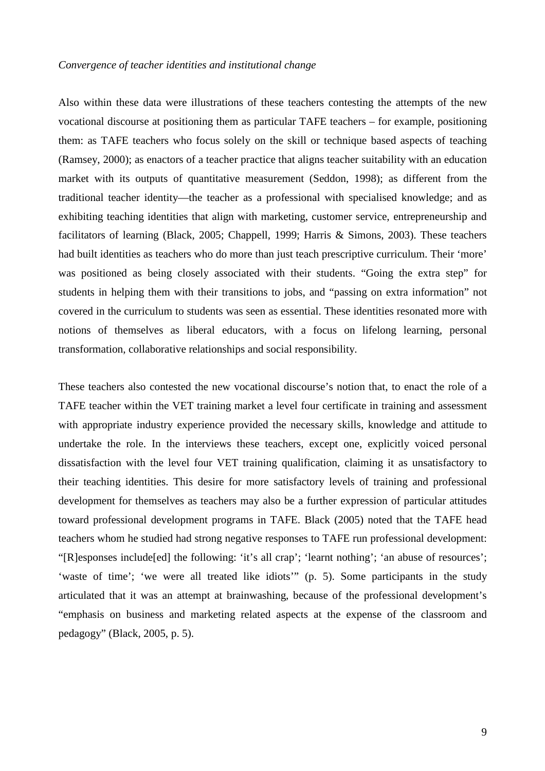*Convergence of teacher identities and institutional change*

Also within these data were illustrations of these teachers contesting the attempts of the new vocational discourse at positioning them as particular TAFE teachers – for example, positioning them: as TAFE teachers who focus solely on the skill or technique based aspects of teaching (Ramsey, 2000); as enactors of a teacher practice that aligns teacher suitability with an education market with its outputs of quantitative measurement (Seddon, 1998); as different from the traditional teacher identity—the teacher as a professional with specialised knowledge; and as exhibiting teaching identities that align with marketing, customer service, entrepreneurship and facilitators of learning (Black, 2005; Chappell, 1999; Harris & Simons, 2003). These teachers had built identities as teachers who do more than just teach prescriptive curriculum. Their 'more' was positioned as being closely associated with their students. "Going the extra step" for students in helping them with their transitions to jobs, and "passing on extra information" not covered in the curriculum to students was seen as essential. These identities resonated more with notions of themselves as liberal educators, with a focus on lifelong learning, personal transformation, collaborative relationships and social responsibility.

These teachers also contested the new vocational discourse's notion that, to enact the role of a TAFE teacher within the VET training market a level four certificate in training and assessment with appropriate industry experience provided the necessary skills, knowledge and attitude to undertake the role. In the interviews these teachers, except one, explicitly voiced personal dissatisfaction with the level four VET training qualification, claiming it as unsatisfactory to their teaching identities. This desire for more satisfactory levels of training and professional development for themselves as teachers may also be a further expression of particular attitudes toward professional development programs in TAFE. Black (2005) noted that the TAFE head teachers whom he studied had strong negative responses to TAFE run professional development: "[R]esponses include[ed] the following: 'it's all crap'; 'learnt nothing'; 'an abuse of resources'; 'waste of time'; 'we were all treated like idiots'" (p. 5). Some participants in the study articulated that it was an attempt at brainwashing, because of the professional development's "emphasis on business and marketing related aspects at the expense of the classroom and pedagogy" (Black, 2005, p. 5).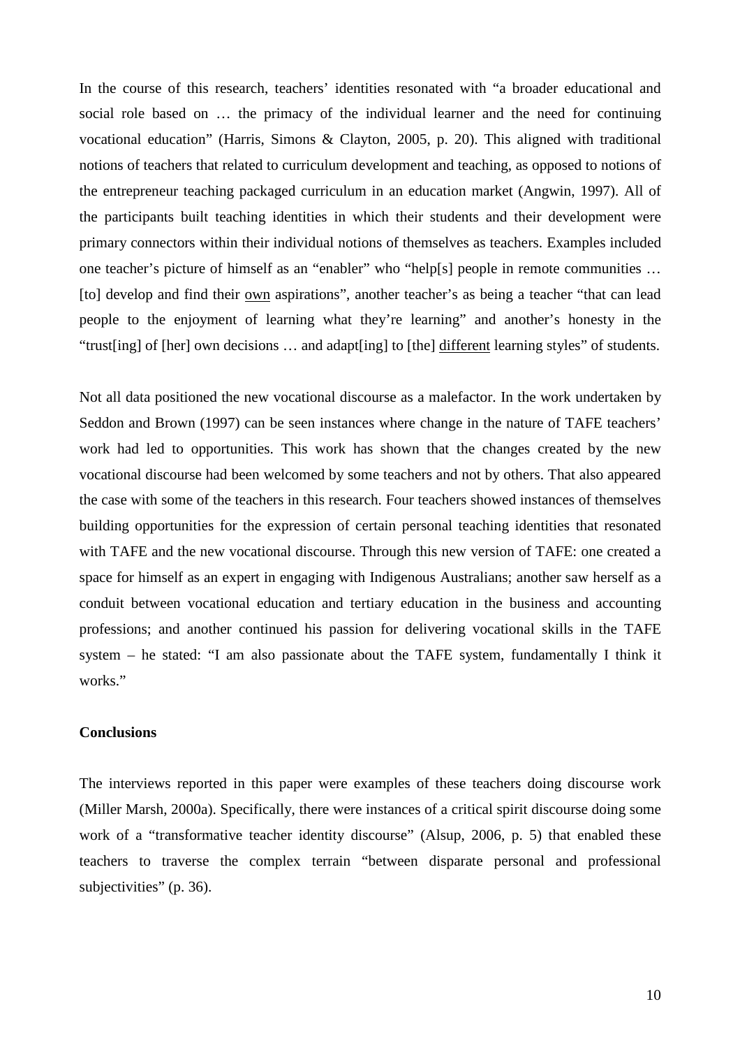In the course of this research, teachers' identities resonated with "a broader educational and social role based on … the primacy of the individual learner and the need for continuing vocational education" (Harris, Simons & Clayton, 2005, p. 20). This aligned with traditional notions of teachers that related to curriculum development and teaching, as opposed to notions of the entrepreneur teaching packaged curriculum in an education market (Angwin, 1997). All of the participants built teaching identities in which their students and their development were primary connectors within their individual notions of themselves as teachers. Examples included one teacher's picture of himself as an "enabler" who "help[s] people in remote communities … [to] develop and find their <u>own</u> aspirations", another teacher's as being a teacher "that can lead people to the enjoyment of learning what they're learning" and another's honesty in the "trust[ing] of [her] own decisions … and adapt[ing] to [the] <u>different</u> learning styles" of students.

Not all data positioned the new vocational discourse as a malefactor. In the work undertaken by Seddon and Brown (1997) can be seen instances where change in the nature of TAFE teachers' work had led to opportunities. This work has shown that the changes created by the new vocational discourse had been welcomed by some teachers and not by others. That also appeared the case with some of the teachers in this research. Four teachers showed instances of themselves building opportunities for the expression of certain personal teaching identities that resonated with TAFE and the new vocational discourse. Through this new version of TAFE: one created a space for himself as an expert in engaging with Indigenous Australians; another saw herself as a conduit between vocational education and tertiary education in the business and accounting professions; and another continued his passion for delivering vocational skills in the TAFE system – he stated: "I am also passionate about the TAFE system, fundamentally I think it works."

**Conclusions**

The interviews reported in this paper were examples of these teachers doing discourse work (Miller Marsh, 2000a). Specifically, there were instances of a critical spirit discourse doing some work of a "transformative teacher identity discourse" (Alsup, 2006, p. 5) that enabled these teachers to traverse the complex terrain "between disparate personal and professional subjectivities" (p. 36).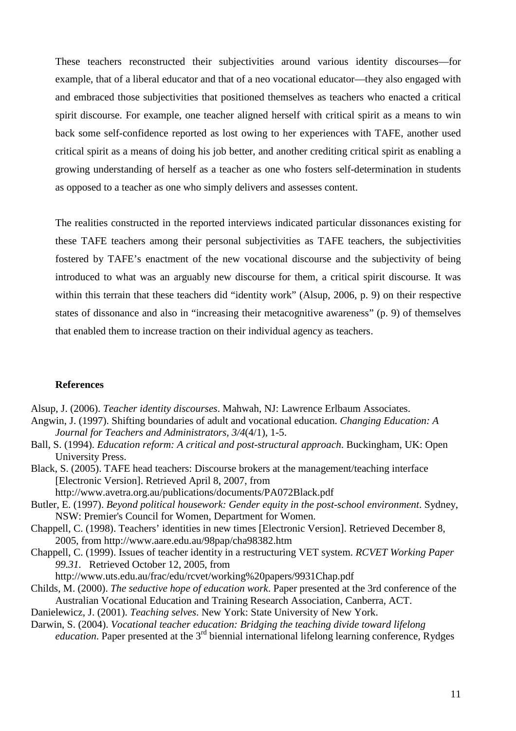These teachers reconstructed their subjectivities around various identity discourses—for example, that of a liberal educator and that of a neo vocational educator—they also engaged with and embraced those subjectivities that positioned themselves as teachers who enacted a critical spirit discourse. For example, one teacher aligned herself with critical spirit as a means to win back some self-confidence reported as lost owing to her experiences with TAFE, another used critical spirit as a means of doing his job better, and another crediting critical spirit as enabling a growing understanding of herself as a teacher as one who fosters self-determination in students as opposed to a teacher as one who simply delivers and assesses content.

The realities constructed in the reported interviews indicated particular dissonances existing for these TAFE teachers among their personal subjectivities as TAFE teachers, the subjectivities fostered by TAFE's enactment of the new vocational discourse and the subjectivity of being introduced to what was an arguably new discourse for them, a critical spirit discourse. It was within this terrain that these teachers did "identity work" (Alsup, 2006, p. 9) on their respective states of dissonance and also in "increasing their metacognitive awareness" (p. 9) of themselves that enabled them to increase traction on their individual agency as teachers.

**References**

Alsup, J. (2006). *Teacher identity discourses*. Mahwah, NJ: Lawrence Erlbaum Associates.

Angwin, J. (1997). Shifting boundaries of adult and vocational education. *Changing Education: A Journal for Teachers and Administrators, 3/4*(4/1), 1-5.

Ball, S. (1994). *Education reform: A critical and post-structural approach*. Buckingham, UK: Open University Press.

Black, S. (2005). TAFE head teachers: Discourse brokers at the management/teaching interface [Electronic Version]. Retrieved April 8, 2007, from http://www.avetra.org.au/publications/documents/PA072Black.pdf

Butler, E. (1997). *Beyond political housework: Gender equity in the post-school environment*. Sydney, NSW: Premier's Council for Women, Department for Women.

Chappell, C. (1998). Teachers' identities in new times [Electronic Version]. Retrieved December 8, 2005, from http://www.aare.edu.au/98pap/cha98382.htm

Chappell, C. (1999). Issues of teacher identity in a restructuring VET system. *RCVET Working Paper 99.31*. Retrieved October 12, 2005, from http://www.uts.edu.au/frac/edu/rcvet/working%20papers/9931Chap.pdf

Childs, M. (2000). *The seductive hope of education work*. Paper presented at the 3rd conference of the Australian Vocational Education and Training Research Association, Canberra, ACT.

Danielewicz, J. (2001). *Teaching selves*. New York: State University of New York.

Darwin, S. (2004). *Vocational teacher education: Bridging the teaching divide toward lifelong education*. Paper presented at the 3rd biennial international lifelong learning conference, Rydges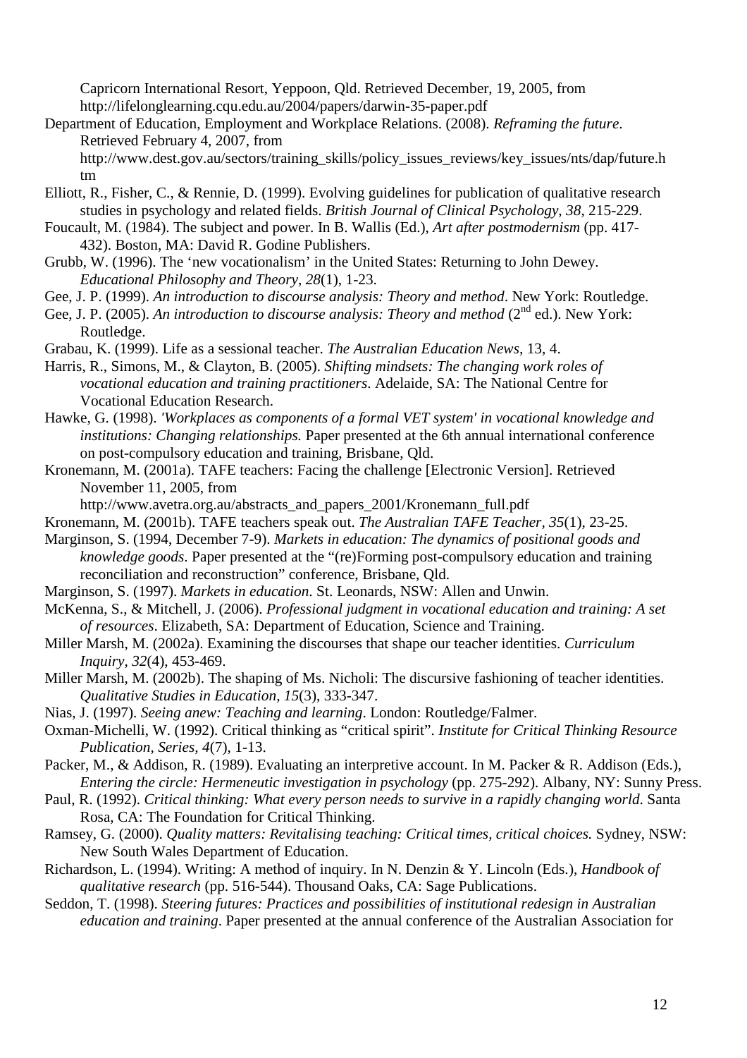Capricorn International Resort, Yeppoon, Qld. Retrieved December, 19, 2005, from http://lifelonglearning.cqu.edu.au/2004/papers/darwin-35-paper.pdf

Department of Education, Employment and Workplace Relations. (2008). *Reframing the future*. Retrieved February 4, 2007, from http://www.dest.gov.au/sectors/training_skills/policy_issues_reviews/key_issues/nts/dap/future.htm

Elliott, R., Fisher, C., & Rennie, D. (1999). Evolving guidelines for publication of qualitative research studies in psychology and related fields. *British Journal of Clinical Psychology, 38*, 215-229.

Foucault, M. (1984). The subject and power. In B. Wallis (Ed.), *Art after postmodernism* (pp. 417-432). Boston, MA: David R. Godine Publishers.

Grubb, W. (1996). The 'new vocationalism' in the United States: Returning to John Dewey. *Educational Philosophy and Theory, 28*(1), 1-23.

Gee, J. P. (1999). *An introduction to discourse analysis: Theory and method*. New York: Routledge.

Gee, J. P. (2005). *An introduction to discourse analysis: Theory and method* (2nd ed.). New York: Routledge.

Grabau, K. (1999). Life as a sessional teacher. *The Australian Education News*, 13, 4.

Harris, R., Simons, M., & Clayton, B. (2005). *Shifting mindsets: The changing work roles of vocational education and training practitioners*. Adelaide, SA: The National Centre for Vocational Education Research.

Hawke, G. (1998). *'Workplaces as components of a formal VET system' in vocational knowledge and institutions: Changing relationships.* Paper presented at the 6th annual international conference on post-compulsory education and training, Brisbane, Qld.

Kronemann, M. (2001a). TAFE teachers: Facing the challenge [Electronic Version]. Retrieved November 11, 2005, from http://www.avetra.org.au/abstracts_and_papers_2001/Kronemann_full.pdf

Kronemann, M. (2001b). TAFE teachers speak out. *The Australian TAFE Teacher, 35*(1), 23-25.

Marginson, S. (1994, December 7-9). *Markets in education: The dynamics of positional goods and knowledge goods*. Paper presented at the "(re)Forming post-compulsory education and training reconciliation and reconstruction" conference, Brisbane, Qld.

Marginson, S. (1997). *Markets in education*. St. Leonards, NSW: Allen and Unwin.

McKenna, S., & Mitchell, J. (2006). *Professional judgment in vocational education and training: A set of resources*. Elizabeth, SA: Department of Education, Science and Training.

Miller Marsh, M. (2002a). Examining the discourses that shape our teacher identities. *Curriculum Inquiry, 32*(4), 453-469.

Miller Marsh, M. (2002b). The shaping of Ms. Nicholi: The discursive fashioning of teacher identities. *Qualitative Studies in Education, 15*(3), 333-347.

Nias, J. (1997). *Seeing anew: Teaching and learning*. London: Routledge/Falmer.

Oxman-Michelli, W. (1992). Critical thinking as "critical spirit". *Institute for Critical Thinking Resource Publication, Series, 4*(7), 1-13.

Packer, M., & Addison, R. (1989). Evaluating an interpretive account. In M. Packer & R. Addison (Eds.), *Entering the circle: Hermeneutic investigation in psychology* (pp. 275-292). Albany, NY: Sunny Press.

Paul, R. (1992). *Critical thinking: What every person needs to survive in a rapidly changing world*. Santa Rosa, CA: The Foundation for Critical Thinking.

Ramsey, G. (2000). *Quality matters: Revitalising teaching: Critical times, critical choices.* Sydney, NSW: New South Wales Department of Education.

Richardson, L. (1994). Writing: A method of inquiry. In N. Denzin & Y. Lincoln (Eds.), *Handbook of qualitative research* (pp. 516-544). Thousand Oaks, CA: Sage Publications.

Seddon, T. (1998). *Steering futures: Practices and possibilities of institutional redesign in Australian education and training*. Paper presented at the annual conference of the Australian Association for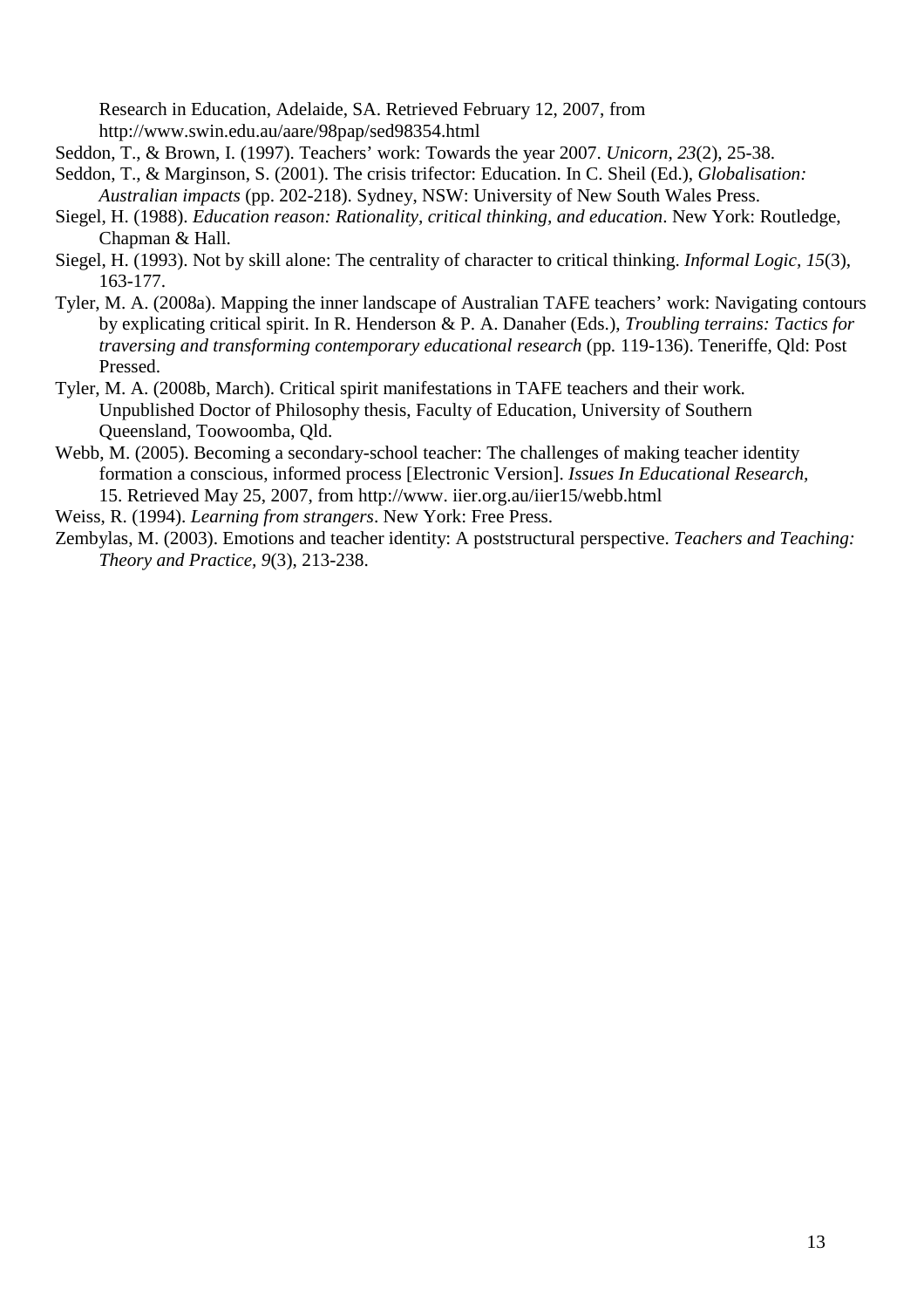Research in Education, Adelaide, SA. Retrieved February 12, 2007, from http://www.swin.edu.au/aare/98pap/sed98354.html

Seddon, T., & Brown, I. (1997). Teachers' work: Towards the year 2007. *Unicorn, 23*(2), 25-38.

Seddon, T., & Marginson, S. (2001). The crisis trifector: Education. In C. Sheil (Ed.), *Globalisation: Australian impacts* (pp. 202-218). Sydney, NSW: University of New South Wales Press.

Siegel, H. (1988). *Education reason: Rationality, critical thinking, and education*. New York: Routledge, Chapman & Hall.

Siegel, H. (1993). Not by skill alone: The centrality of character to critical thinking. *Informal Logic, 15*(3), 163-177.

Tyler, M. A. (2008a). Mapping the inner landscape of Australian TAFE teachers' work: Navigating contours by explicating critical spirit. In R. Henderson & P. A. Danaher (Eds.), *Troubling terrains: Tactics for traversing and transforming contemporary educational research* (pp. 119-136). Teneriffe, Qld: Post Pressed.

Tyler, M. A. (2008b, March). Critical spirit manifestations in TAFE teachers and their work. Unpublished Doctor of Philosophy thesis, Faculty of Education, University of Southern Queensland, Toowoomba, Qld.

Webb, M. (2005). Becoming a secondary-school teacher: The challenges of making teacher identity formation a conscious, informed process [Electronic Version]. *Issues In Educational Research*, 15. Retrieved May 25, 2007, from http://www. iier.org.au/iier15/webb.html

Weiss, R. (1994). *Learning from strangers*. New York: Free Press.

Zembylas, M. (2003). Emotions and teacher identity: A poststructural perspective. *Teachers and Teaching: Theory and Practice, 9*(3), 213-238.